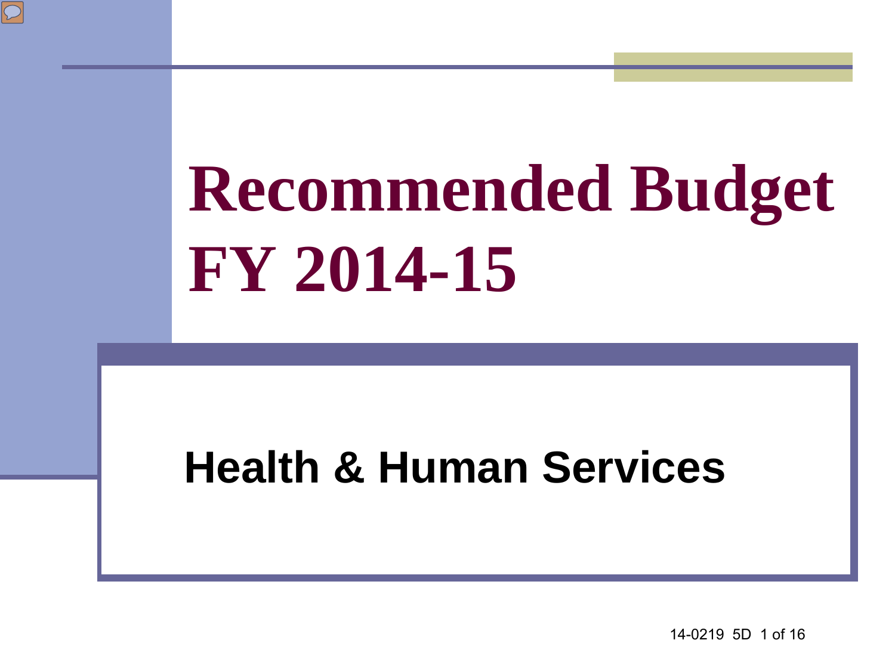# Recommended Budget FY 2014-15

## Health & Human Services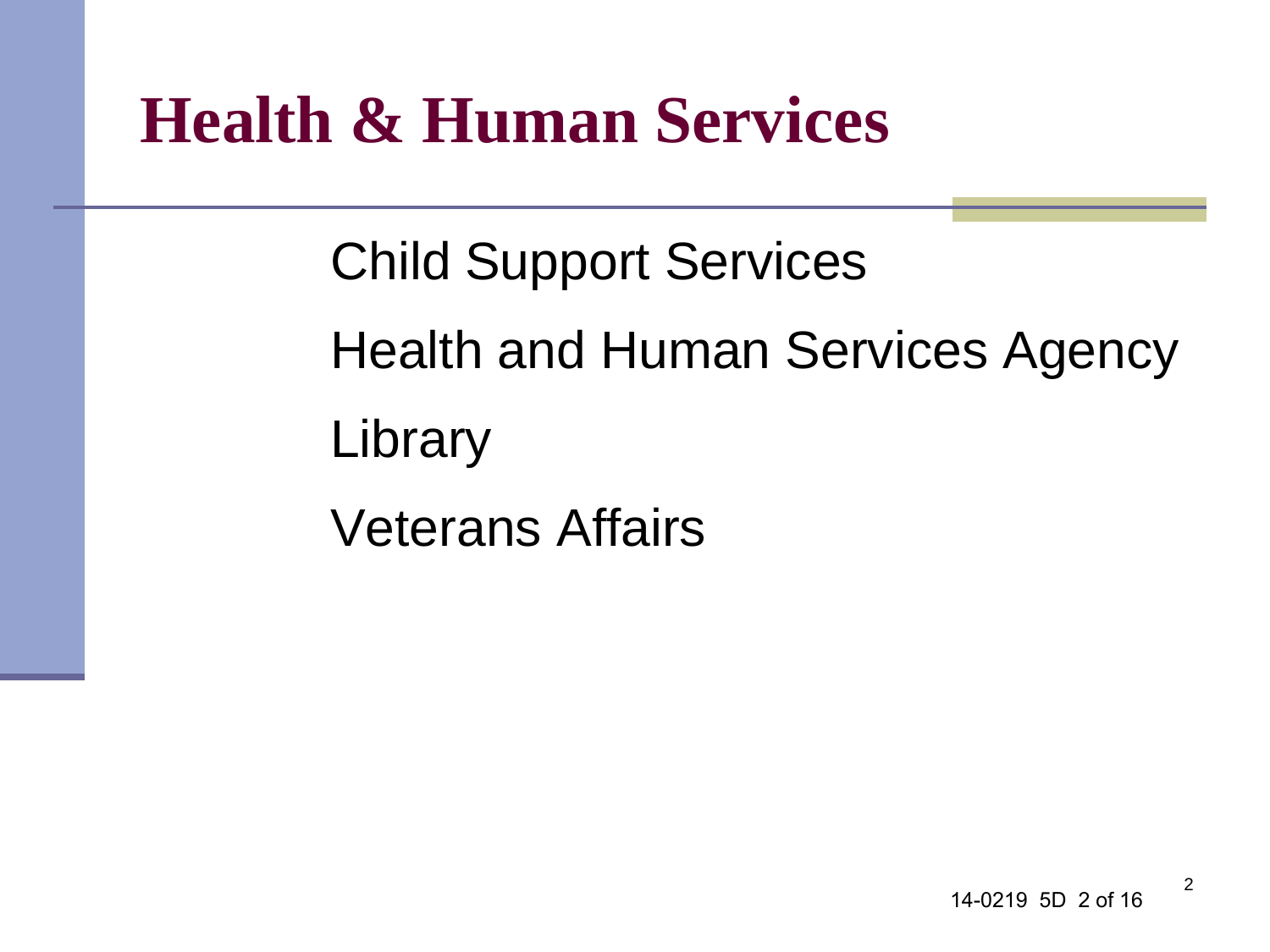# Health & Human Services

Child Support Services

Health and Human Services Agency

Library

Veterans Affairs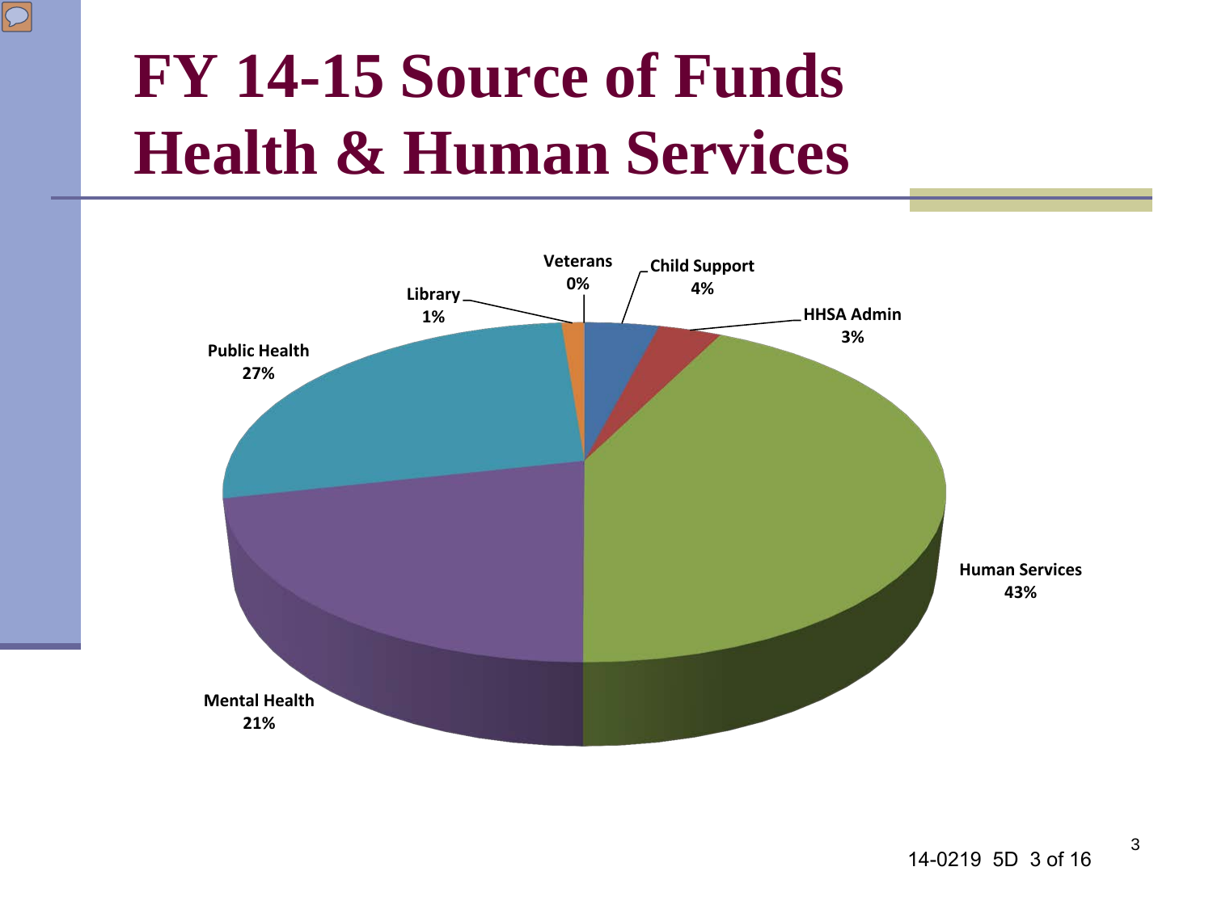# FY 14-15 Source of Funds
# Health & Human Services

| Category | Percentage |
|---|---|
| Veterans | 0% |
| Child Support | 4% |
| HHSA Admin | 3% |
| Human Services | 43% |
| Mental Health | 21% |
| Public Health | 27% |
| Library | 1% |

14-0219 5D 3 of 16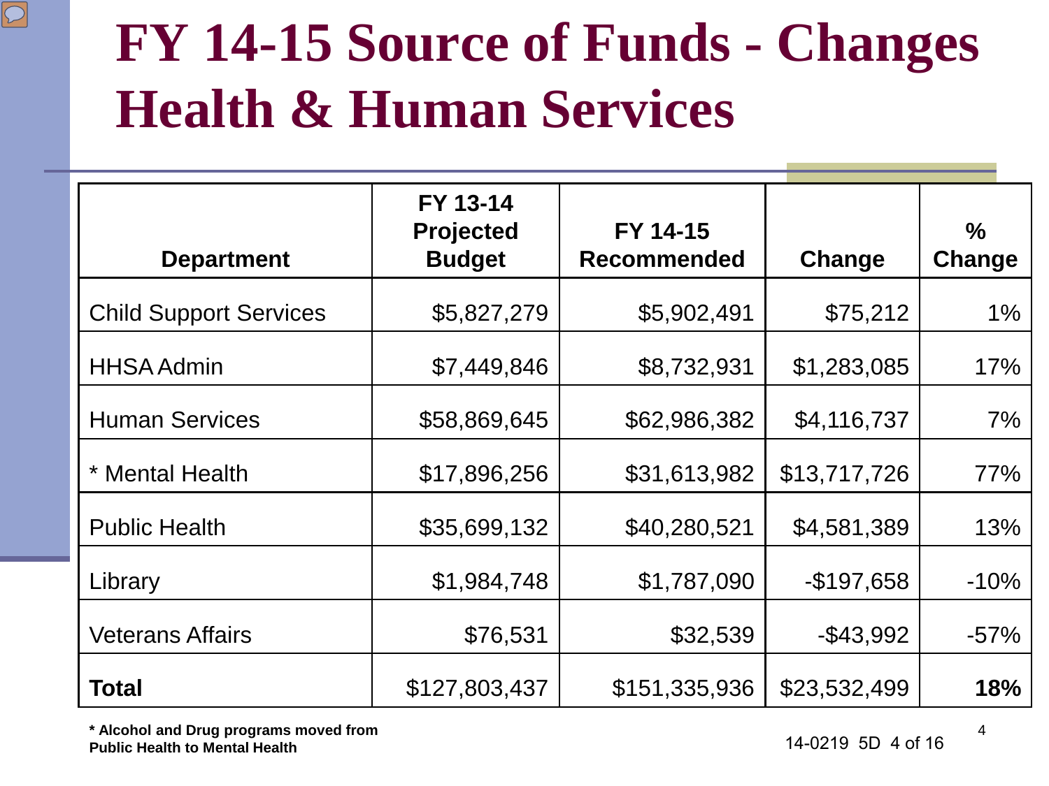# FY 14-15 Source of Funds - Changes Health & Human Services

| Department | FY 13-14 Projected Budget | FY 14-15 Recommended | Change | % Change |
|---|---|---|---|---|
| Child Support Services | $5,827,279 | $5,902,491 | $75,212 | 1% |
| HHSA Admin | $7,449,846 | $8,732,931 | $1,283,085 | 17% |
| Human Services | $58,869,645 | $62,986,382 | $4,116,737 | 7% |
| * Mental Health | $17,896,256 | $31,613,982 | $13,717,726 | 77% |
| Public Health | $35,699,132 | $40,280,521 | $4,581,389 | 13% |
| Library | $1,984,748 | $1,787,090 | -$197,658 | -10% |
| Veterans Affairs | $76,531 | $32,539 | -$43,992 | -57% |
| **Total** | $127,803,437 | $151,335,936 | $23,532,499 | **18%** |

**\* Alcohol and Drug programs moved from Public Health to Mental Health**

14-0219 5D 4 of 16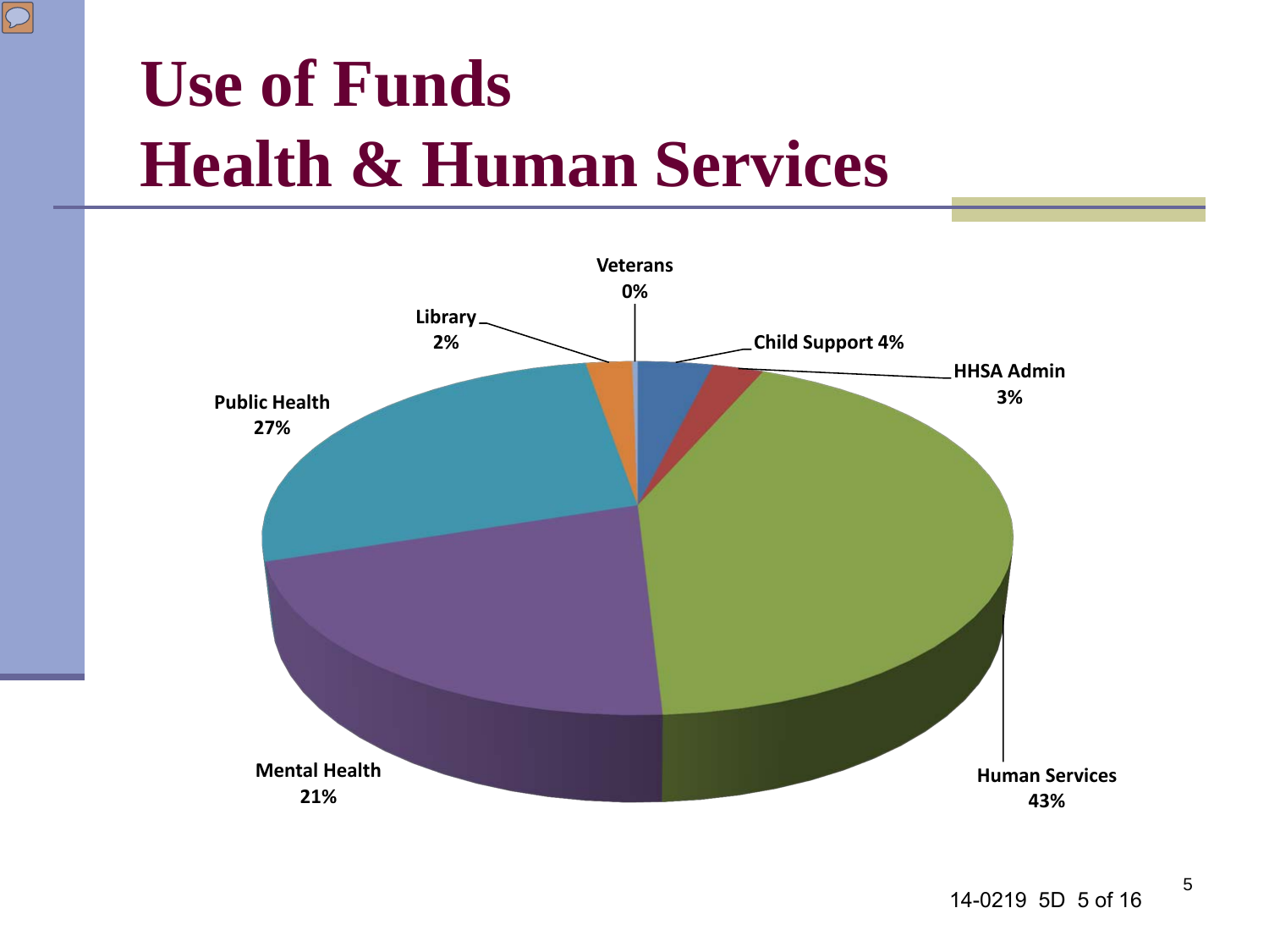# Use of Funds
# Health & Human Services

Veterans 0%

Library 2%

Child Support 4%

HHSA Admin 3%

Public Health 27%

Mental Health 21%

Human Services 43%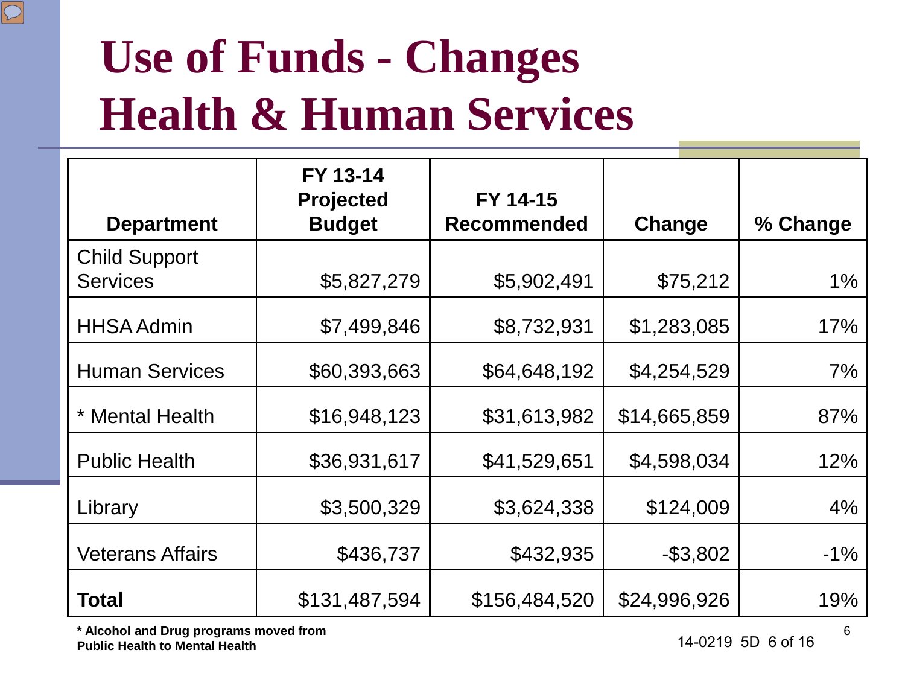# Use of Funds - Changes Health & Human Services

| Department | FY 13-14 Projected Budget | FY 14-15 Recommended | Change | % Change |
|---|---|---|---|---|
| Child Support Services | $5,827,279 | $5,902,491 | $75,212 | 1% |
| HHSA Admin | $7,499,846 | $8,732,931 | $1,283,085 | 17% |
| Human Services | $60,393,663 | $64,648,192 | $4,254,529 | 7% |
| * Mental Health | $16,948,123 | $31,613,982 | $14,665,859 | 87% |
| Public Health | $36,931,617 | $41,529,651 | $4,598,034 | 12% |
| Library | $3,500,329 | $3,624,338 | $124,009 | 4% |
| Veterans Affairs | $436,737 | $432,935 | -$3,802 | -1% |
| **Total** | $131,487,594 | $156,484,520 | $24,996,926 | 19% |

**\* Alcohol and Drug programs moved from Public Health to Mental Health**

14-0219 5D 6 of 16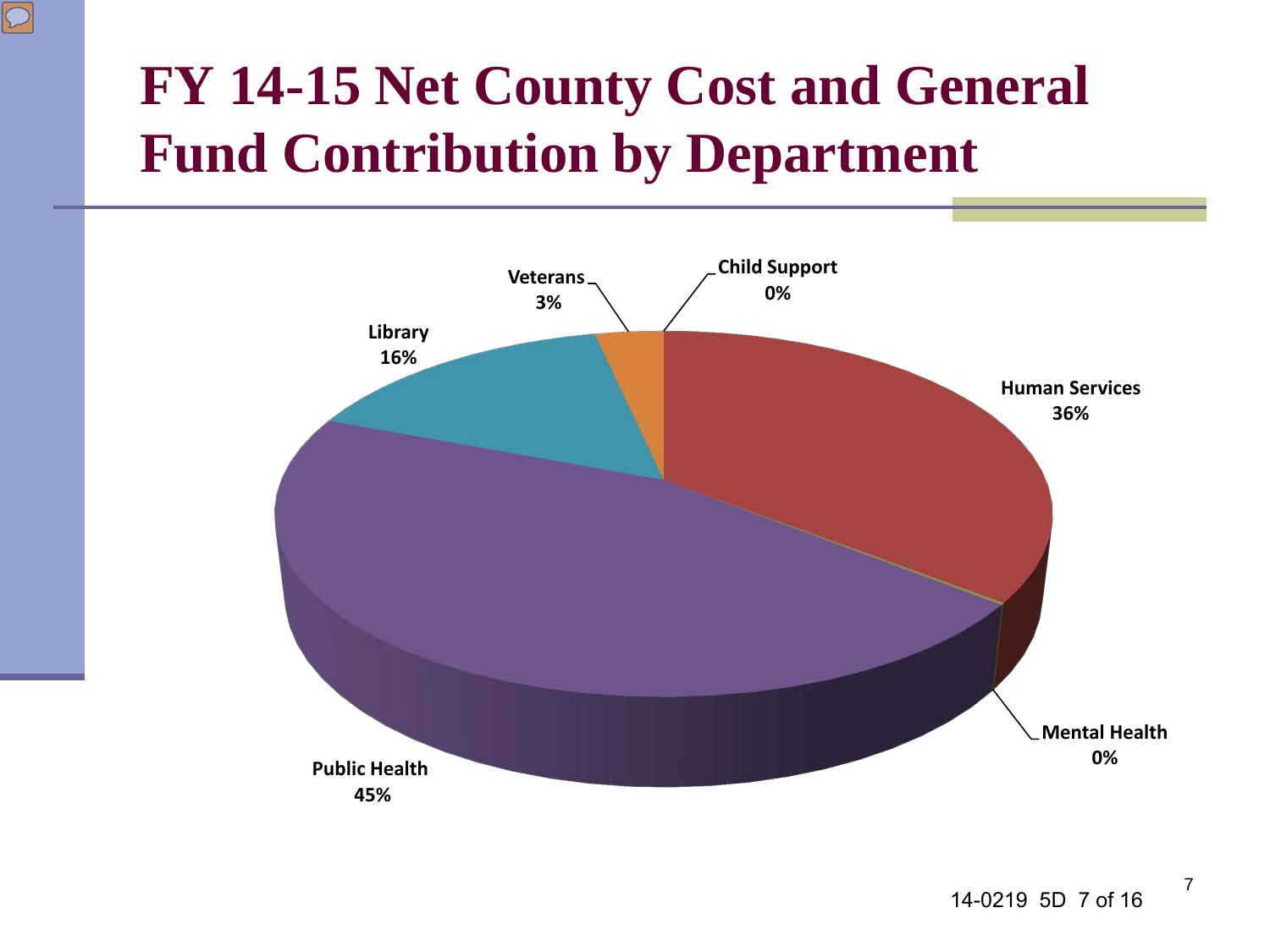# FY 14-15 Net County Cost and General Fund Contribution by Department

- Child Support 0%
- Human Services 36%
- Mental Health 0%
- Public Health 45%
- Library 16%
- Veterans 3%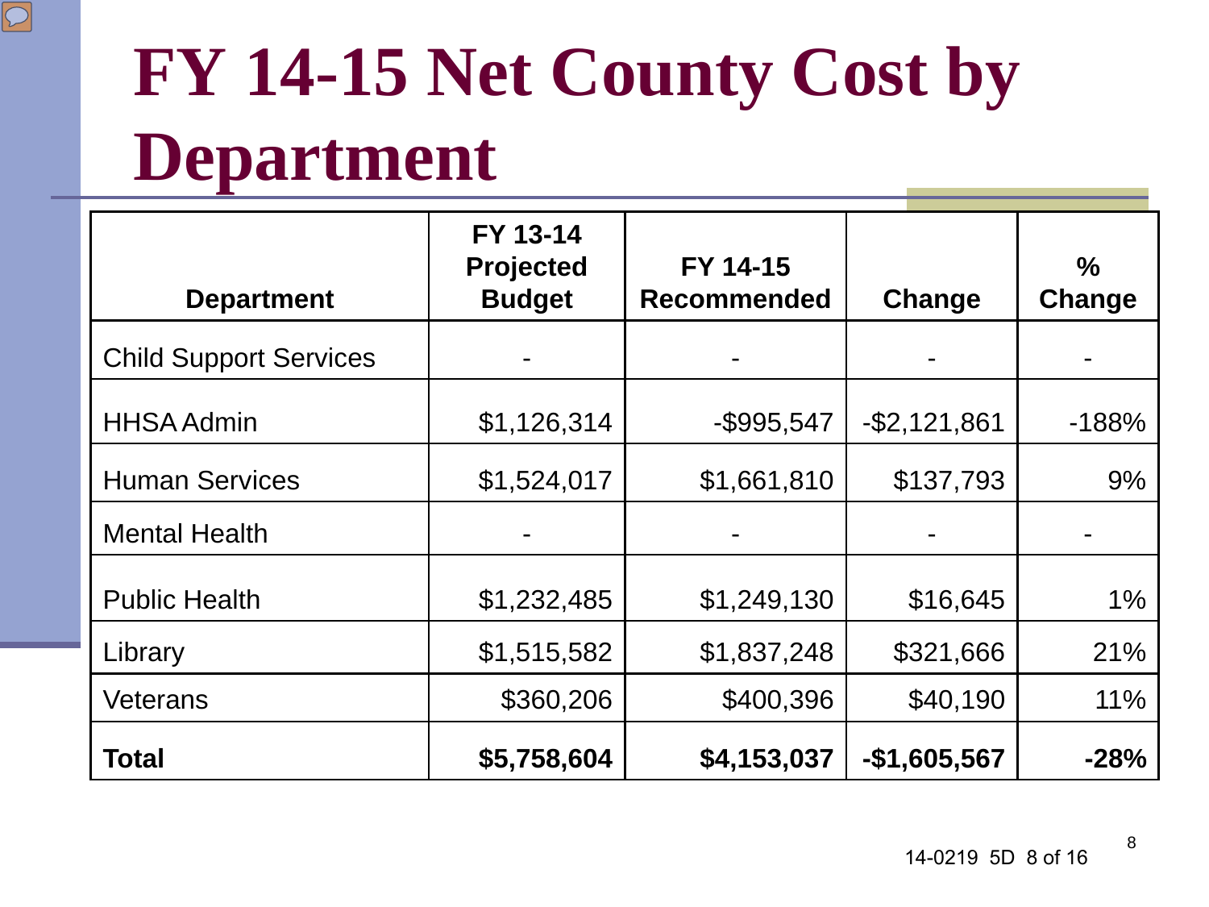# FY 14-15 Net County Cost by Department

| Department | FY 13-14 Projected Budget | FY 14-15 Recommended | Change | % Change |
|---|---|---|---|---|
| Child Support Services | - | - | - | - |
| HHSA Admin | $1,126,314 | -$995,547 | -$2,121,861 | -188% |
| Human Services | $1,524,017 | $1,661,810 | $137,793 | 9% |
| Mental Health | - | - | - | - |
| Public Health | $1,232,485 | $1,249,130 | $16,645 | 1% |
| Library | $1,515,582 | $1,837,248 | $321,666 | 21% |
| Veterans | $360,206 | $400,396 | $40,190 | 11% |
| **Total** | **$5,758,604** | **$4,153,037** | **-$1,605,567** | **-28%** |

14-0219 5D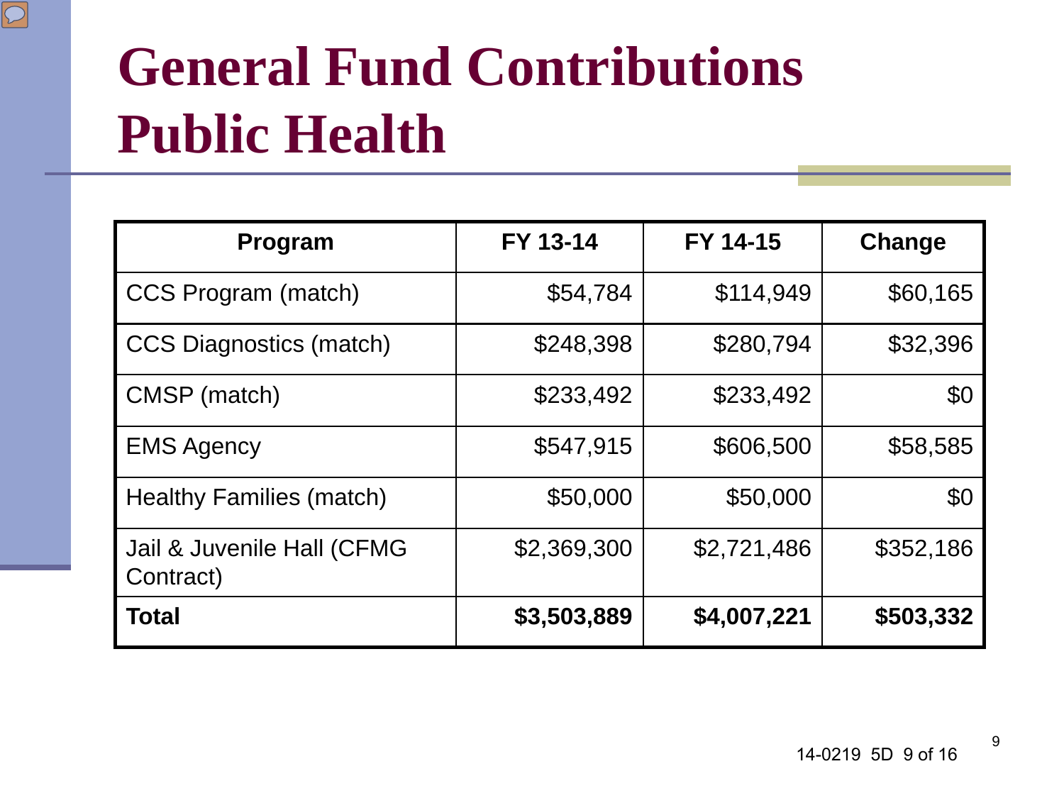# General Fund Contributions Public Health

| Program | FY 13-14 | FY 14-15 | Change |
|---|---:|---:|---:|
| CCS Program (match) | $54,784 | $114,949 | $60,165 |
| CCS Diagnostics (match) | $248,398 | $280,794 | $32,396 |
| CMSP (match) | $233,492 | $233,492 | $0 |
| EMS Agency | $547,915 | $606,500 | $58,585 |
| Healthy Families (match) | $50,000 | $50,000 | $0 |
| Jail & Juvenile Hall (CFMG Contract) | $2,369,300 | $2,721,486 | $352,186 |
| **Total** | **$3,503,889** | **$4,007,221** | **$503,332** |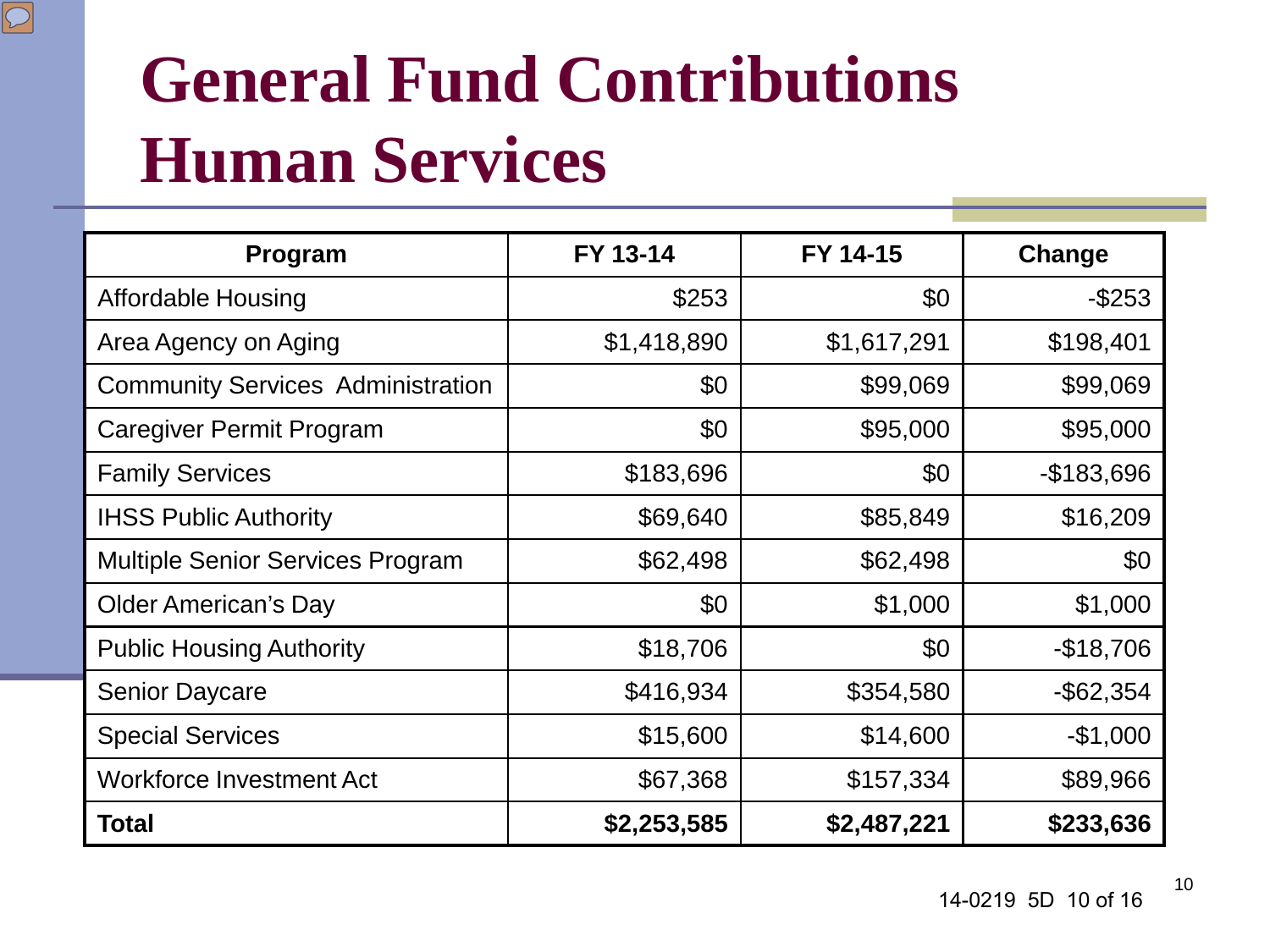# General Fund Contributions Human Services

| Program | FY 13-14 | FY 14-15 | Change |
|---|---|---|---|
| Affordable Housing | $253 | $0 | -$253 |
| Area Agency on Aging | $1,418,890 | $1,617,291 | $198,401 |
| Community Services Administration | $0 | $99,069 | $99,069 |
| Caregiver Permit Program | $0 | $95,000 | $95,000 |
| Family Services | $183,696 | $0 | -$183,696 |
| IHSS Public Authority | $69,640 | $85,849 | $16,209 |
| Multiple Senior Services Program | $62,498 | $62,498 | $0 |
| Older American's Day | $0 | $1,000 | $1,000 |
| Public Housing Authority | $18,706 | $0 | -$18,706 |
| Senior Daycare | $416,934 | $354,580 | -$62,354 |
| Special Services | $15,600 | $14,600 | -$1,000 |
| Workforce Investment Act | $67,368 | $157,334 | $89,966 |
| **Total** | **$2,253,585** | **$2,487,221** | **$233,636** |

14-0219 5D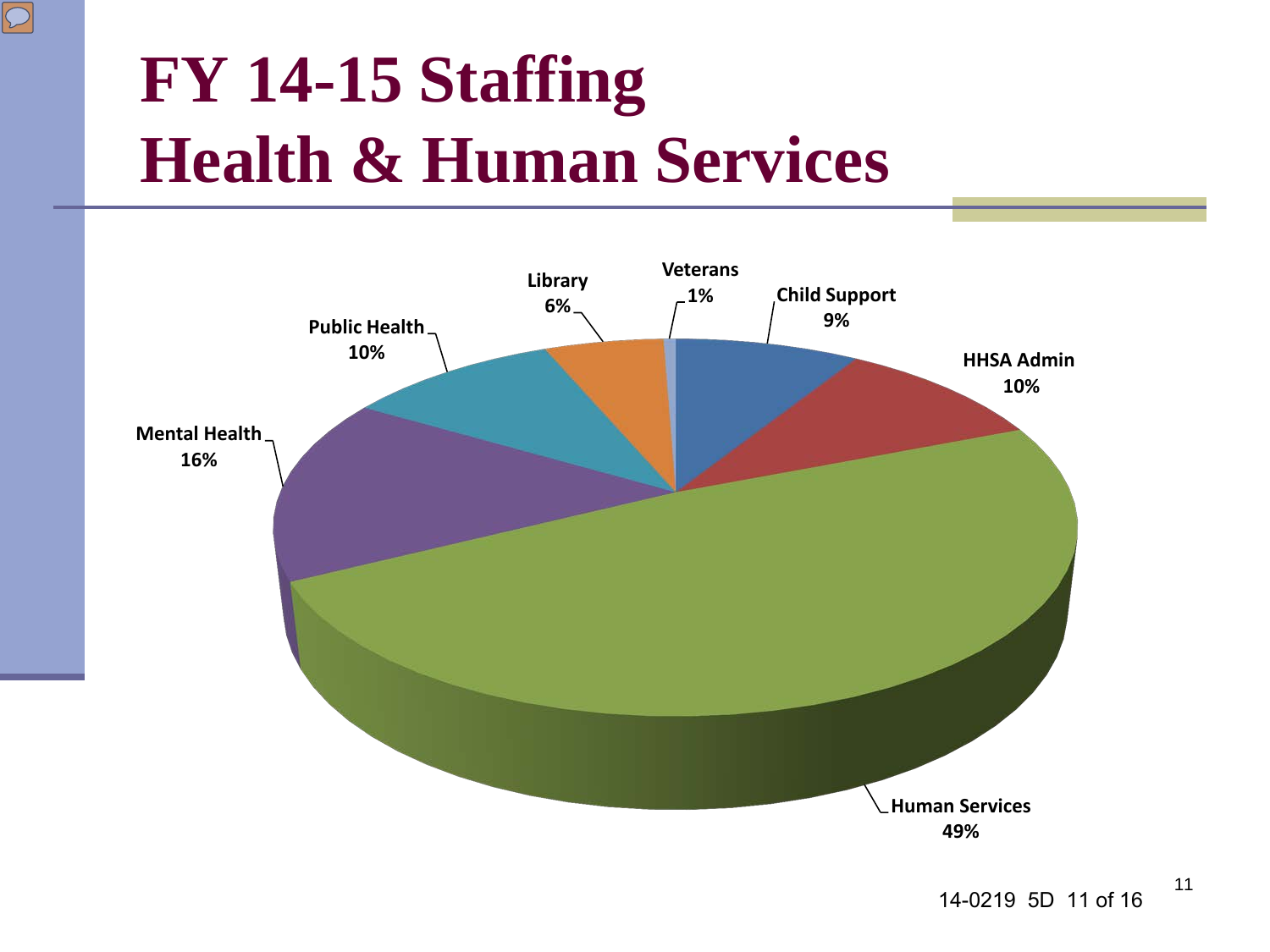# FY 14-15 Staffing
# Health & Human Services

Veterans 1%

Library 6%

Child Support 9%

Public Health 10%

HHSA Admin 10%

Mental Health 16%

Human Services 49%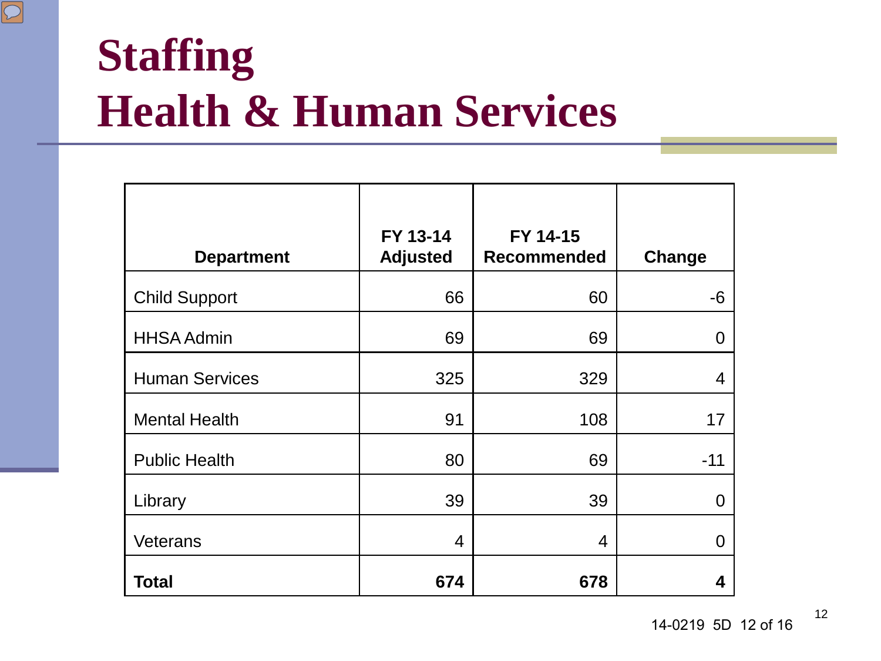# Staffing
# Health & Human Services

| Department | FY 13-14 Adjusted | FY 14-15 Recommended | Change |
|---|---:|---:|---:|
| Child Support | 66 | 60 | -6 |
| HHSA Admin | 69 | 69 | 0 |
| Human Services | 325 | 329 | 4 |
| Mental Health | 91 | 108 | 17 |
| Public Health | 80 | 69 | -11 |
| Library | 39 | 39 | 0 |
| Veterans | 4 | 4 | 0 |
| **Total** | **674** | **678** | **4** |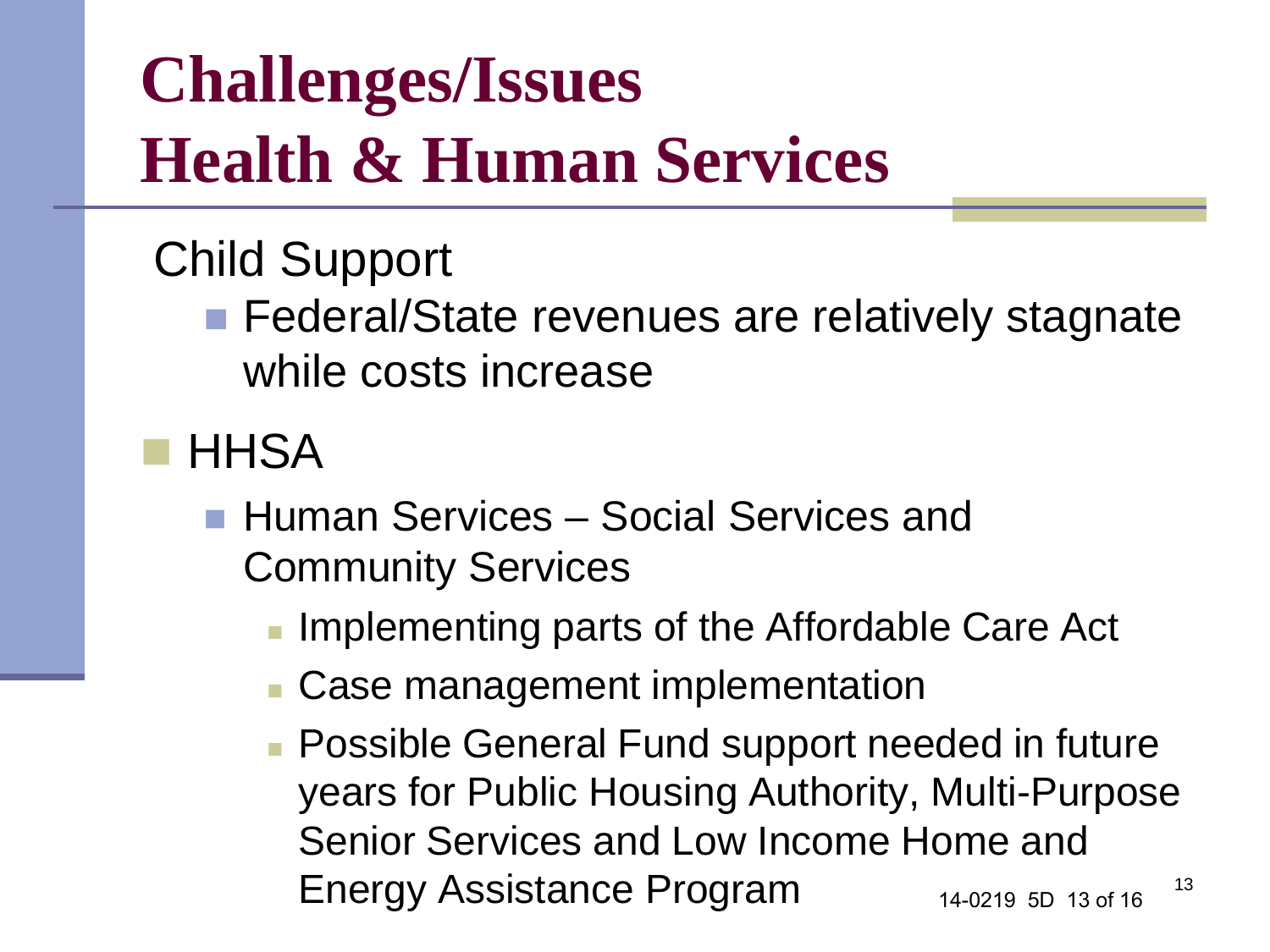# Challenges/Issues Health & Human Services

Child Support

- Federal/State revenues are relatively stagnate while costs increase

- HHSA
  - Human Services – Social Services and Community Services
    - Implementing parts of the Affordable Care Act
    - Case management implementation
    - Possible General Fund support needed in future years for Public Housing Authority, Multi-Purpose Senior Services and Low Income Home and Energy Assistance Program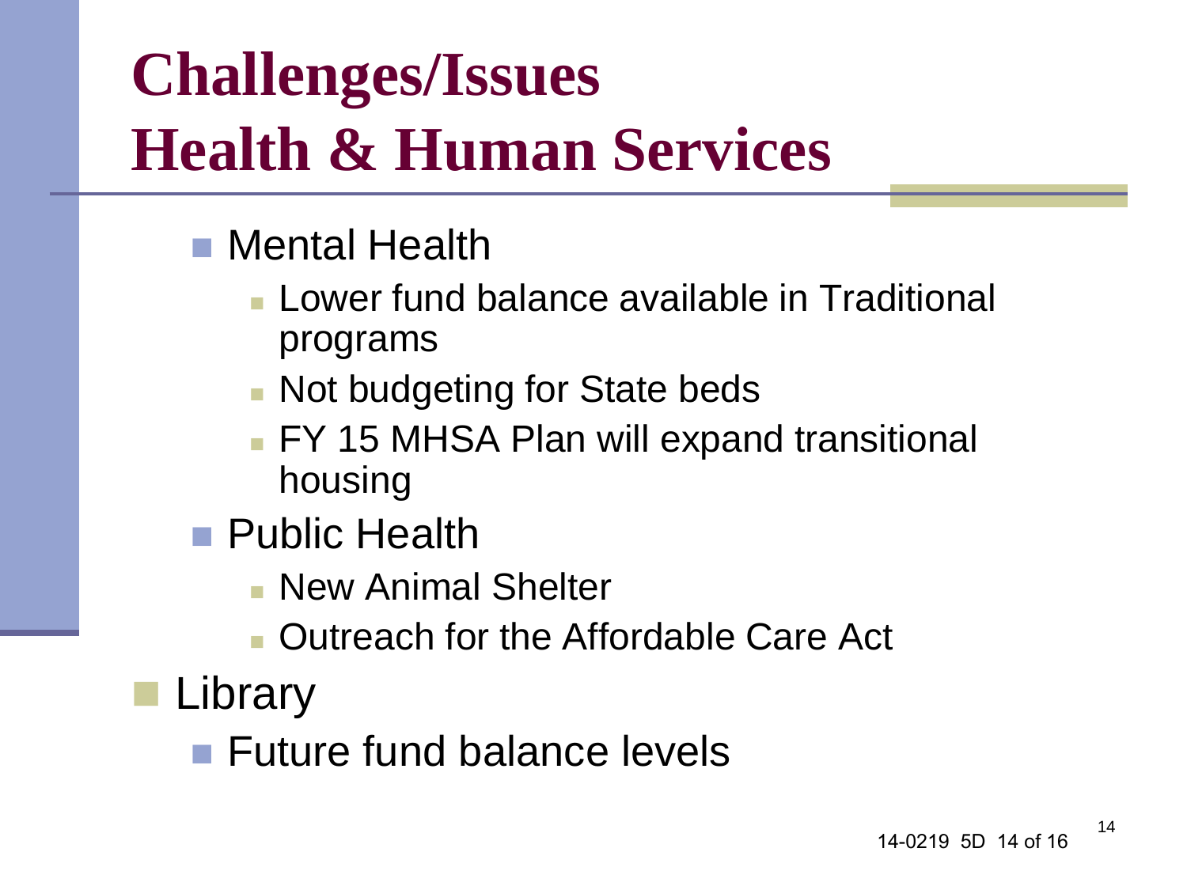# Challenges/Issues
# Health & Human Services

- Mental Health
  - Lower fund balance available in Traditional programs
  - Not budgeting for State beds
  - FY 15 MHSA Plan will expand transitional housing
- Public Health
  - New Animal Shelter
  - Outreach for the Affordable Care Act

- Library
  - Future fund balance levels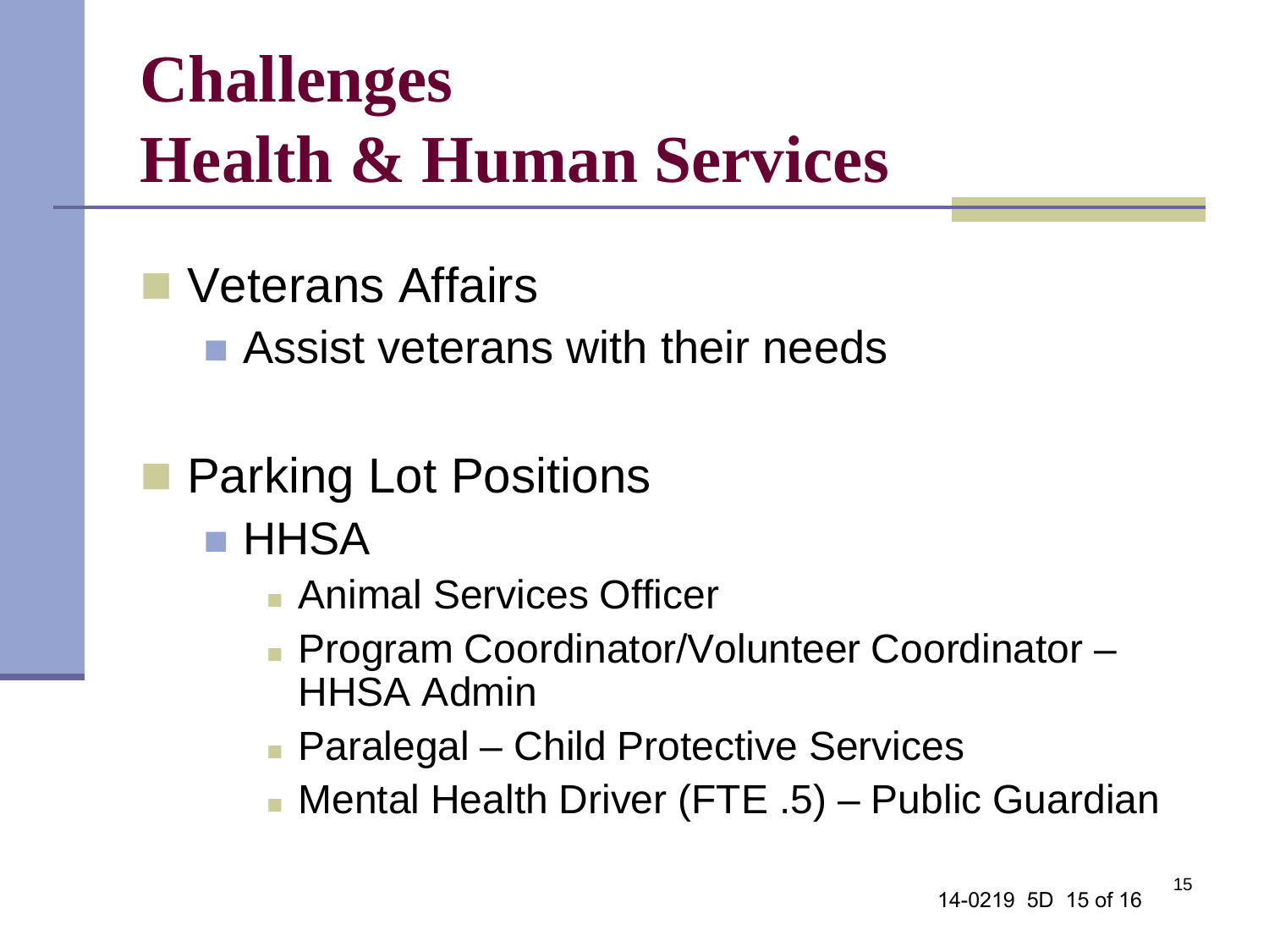# Challenges
# Health & Human Services

- Veterans Affairs
  - Assist veterans with their needs

- Parking Lot Positions
  - HHSA
    - Animal Services Officer
    - Program Coordinator/Volunteer Coordinator – HHSA Admin
    - Paralegal – Child Protective Services
    - Mental Health Driver (FTE .5) – Public Guardian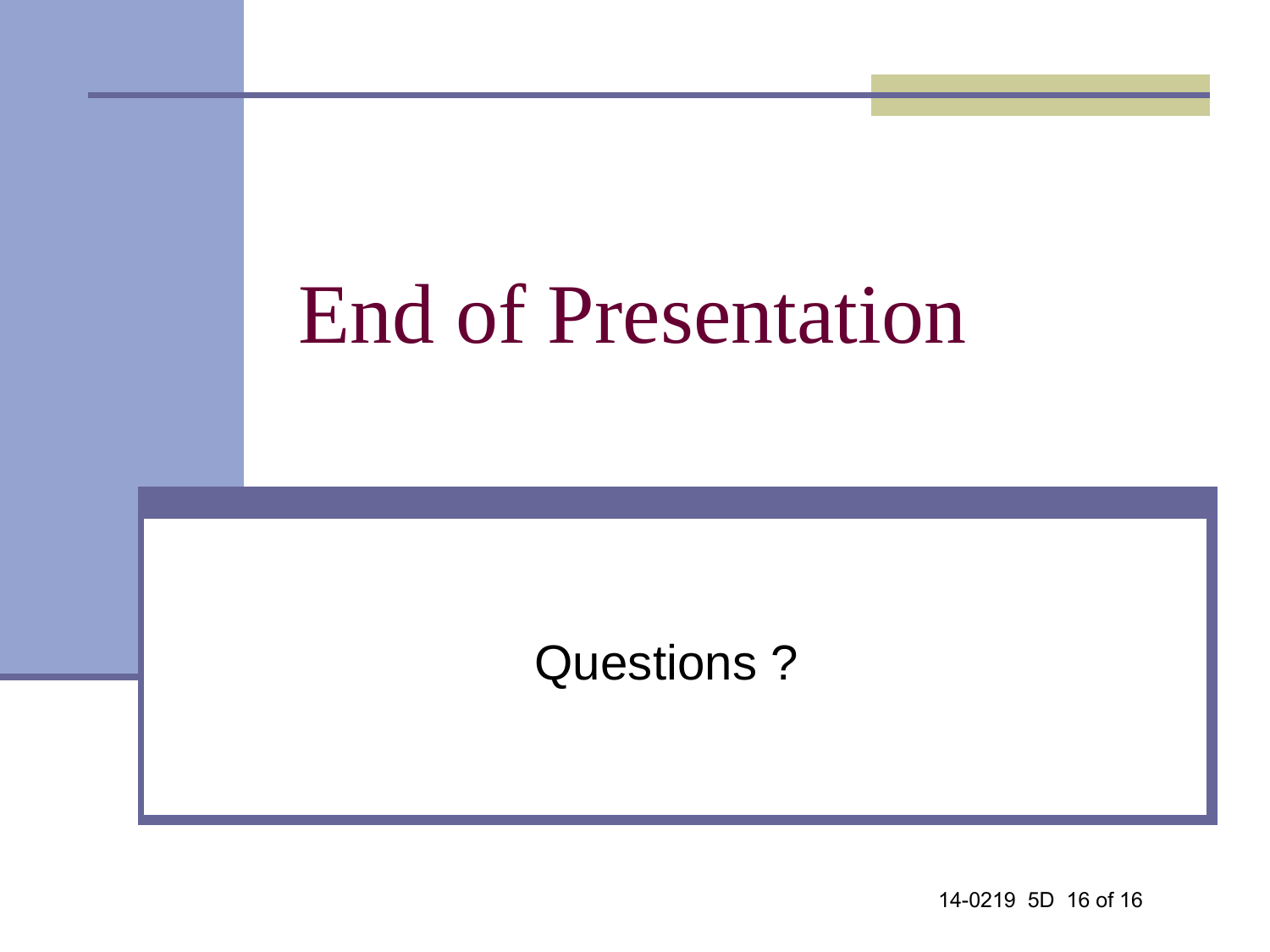# End of Presentation

Questions ?